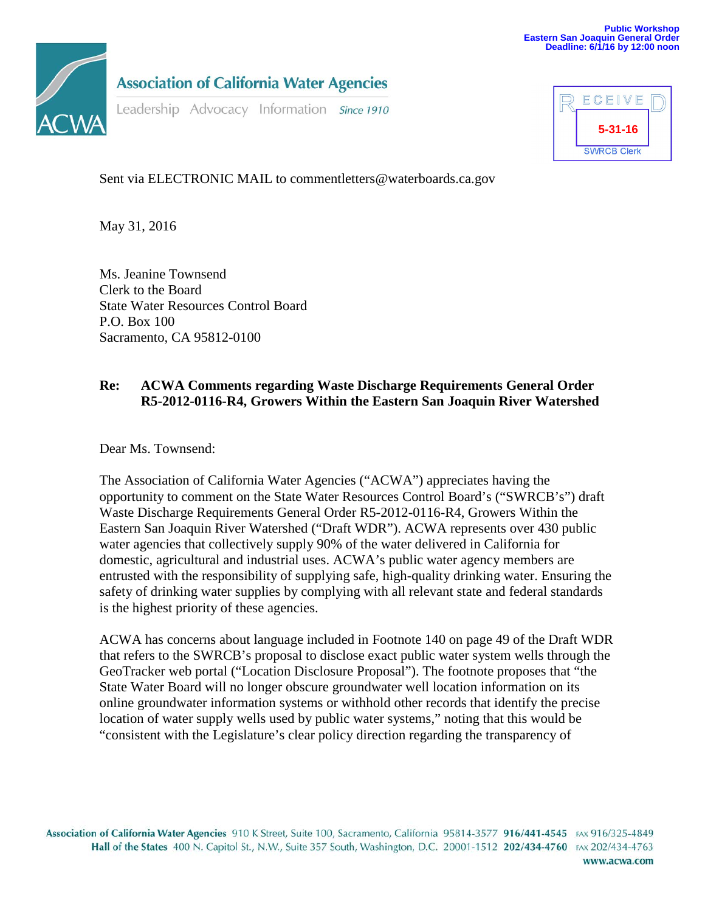Public Workshop
Eastern San Joaquin General Order
Deadline: 6/1/16 by 12:00 noon

**Association of California Water Agencies**

Leadership Advocacy Information *Since 1910*

RECEIVED
5-31-16
SWRCB Clerk

Sent via ELECTRONIC MAIL to commentletters@waterboards.ca.gov

May 31, 2016

Ms. Jeanine Townsend
Clerk to the Board
State Water Resources Control Board
P.O. Box 100
Sacramento, CA 95812-0100

**Re: ACWA Comments regarding Waste Discharge Requirements General Order R5-2012-0116-R4, Growers Within the Eastern San Joaquin River Watershed**

Dear Ms. Townsend:

The Association of California Water Agencies ("ACWA") appreciates having the opportunity to comment on the State Water Resources Control Board's ("SWRCB's") draft Waste Discharge Requirements General Order R5-2012-0116-R4, Growers Within the Eastern San Joaquin River Watershed ("Draft WDR"). ACWA represents over 430 public water agencies that collectively supply 90% of the water delivered in California for domestic, agricultural and industrial uses. ACWA's public water agency members are entrusted with the responsibility of supplying safe, high-quality drinking water. Ensuring the safety of drinking water supplies by complying with all relevant state and federal standards is the highest priority of these agencies.

ACWA has concerns about language included in Footnote 140 on page 49 of the Draft WDR that refers to the SWRCB's proposal to disclose exact public water system wells through the GeoTracker web portal ("Location Disclosure Proposal"). The footnote proposes that "the State Water Board will no longer obscure groundwater well location information on its online groundwater information systems or withhold other records that identify the precise location of water supply wells used by public water systems," noting that this would be "consistent with the Legislature's clear policy direction regarding the transparency of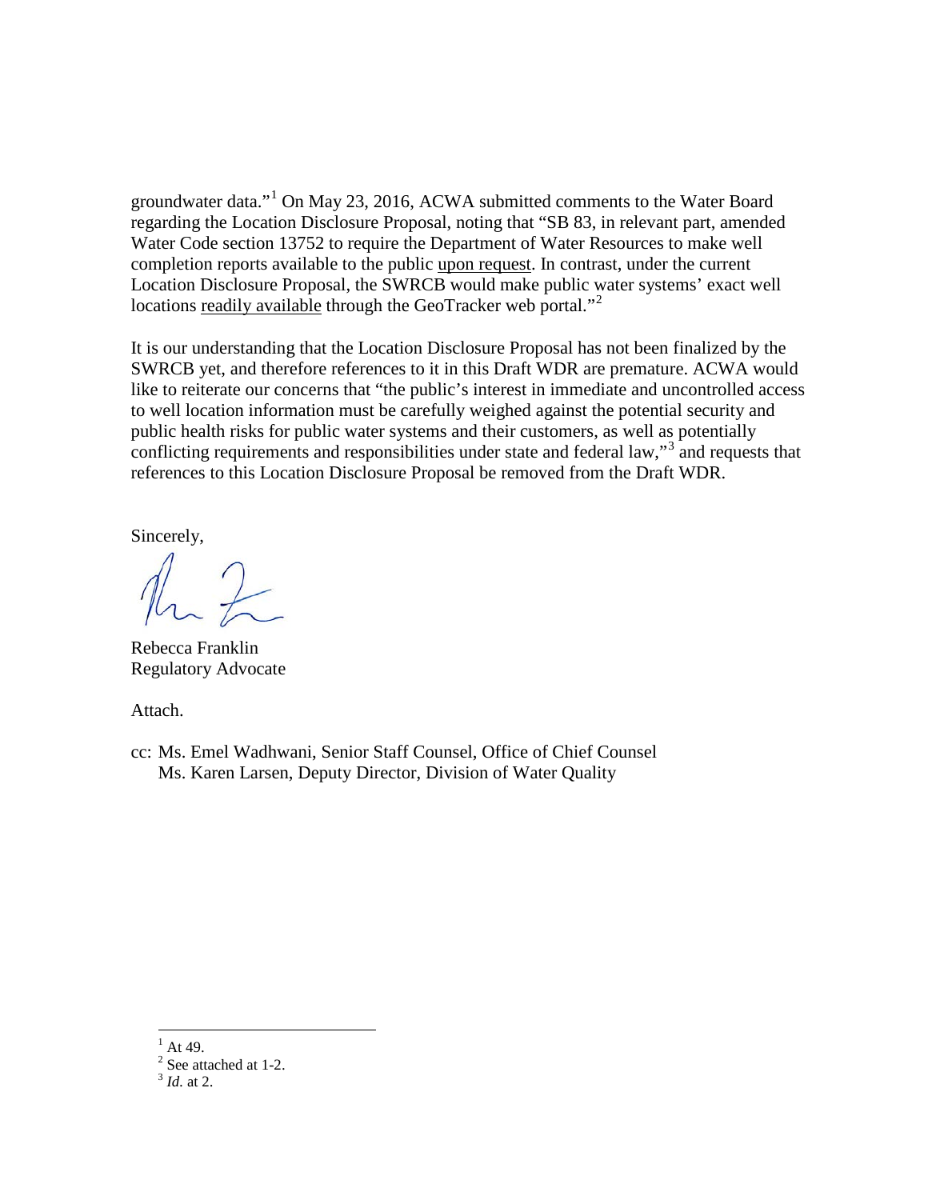groundwater data."[1] On May 23, 2016, ACWA submitted comments to the Water Board regarding the Location Disclosure Proposal, noting that "SB 83, in relevant part, amended Water Code section 13752 to require the Department of Water Resources to make well completion reports available to the public <u>upon request</u>. In contrast, under the current Location Disclosure Proposal, the SWRCB would make public water systems' exact well locations <u>readily available</u> through the GeoTracker web portal."[2]

It is our understanding that the Location Disclosure Proposal has not been finalized by the SWRCB yet, and therefore references to it in this Draft WDR are premature. ACWA would like to reiterate our concerns that "the public's interest in immediate and uncontrolled access to well location information must be carefully weighed against the potential security and public health risks for public water systems and their customers, as well as potentially conflicting requirements and responsibilities under state and federal law,"[3] and requests that references to this Location Disclosure Proposal be removed from the Draft WDR.

Sincerely,

Rebecca Franklin
Regulatory Advocate

Attach.

cc: Ms. Emel Wadhwani, Senior Staff Counsel, Office of Chief Counsel
Ms. Karen Larsen, Deputy Director, Division of Water Quality

---

[1] At 49.
[2] See attached at 1-2.
[3] *Id.* at 2.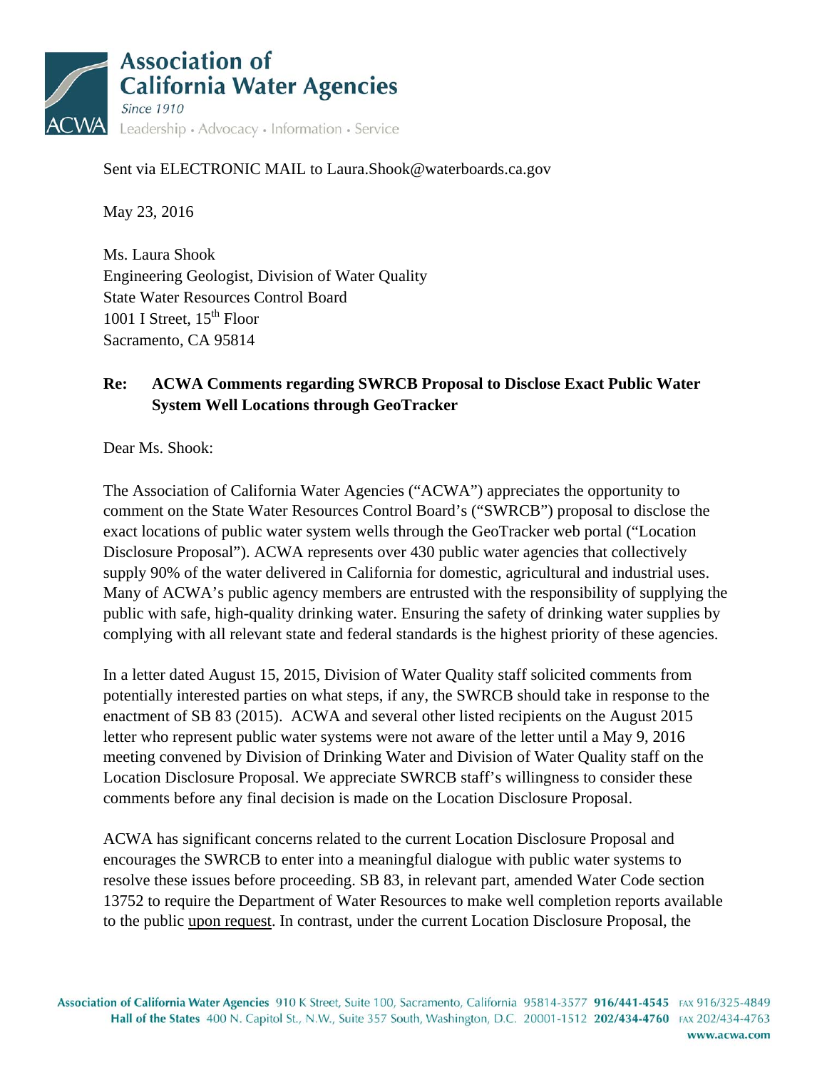**Association of California Water Agencies**
*Since 1910*
Leadership • Advocacy • Information • Service

Sent via ELECTRONIC MAIL to Laura.Shook@waterboards.ca.gov

May 23, 2016

Ms. Laura Shook
Engineering Geologist, Division of Water Quality
State Water Resources Control Board
1001 I Street, 15th Floor
Sacramento, CA 95814

**Re: ACWA Comments regarding SWRCB Proposal to Disclose Exact Public Water System Well Locations through GeoTracker**

Dear Ms. Shook:

The Association of California Water Agencies ("ACWA") appreciates the opportunity to comment on the State Water Resources Control Board's ("SWRCB") proposal to disclose the exact locations of public water system wells through the GeoTracker web portal ("Location Disclosure Proposal"). ACWA represents over 430 public water agencies that collectively supply 90% of the water delivered in California for domestic, agricultural and industrial uses. Many of ACWA's public agency members are entrusted with the responsibility of supplying the public with safe, high-quality drinking water. Ensuring the safety of drinking water supplies by complying with all relevant state and federal standards is the highest priority of these agencies.

In a letter dated August 15, 2015, Division of Water Quality staff solicited comments from potentially interested parties on what steps, if any, the SWRCB should take in response to the enactment of SB 83 (2015). ACWA and several other listed recipients on the August 2015 letter who represent public water systems were not aware of the letter until a May 9, 2016 meeting convened by Division of Drinking Water and Division of Water Quality staff on the Location Disclosure Proposal. We appreciate SWRCB staff's willingness to consider these comments before any final decision is made on the Location Disclosure Proposal.

ACWA has significant concerns related to the current Location Disclosure Proposal and encourages the SWRCB to enter into a meaningful dialogue with public water systems to resolve these issues before proceeding. SB 83, in relevant part, amended Water Code section 13752 to require the Department of Water Resources to make well completion reports available to the public <u>upon request</u>. In contrast, under the current Location Disclosure Proposal, the

**Association of California Water Agencies** 910 K Street, Suite 100, Sacramento, California 95814-3577 **916/441-4545** FAX 916/325-4849
**Hall of the States** 400 N. Capitol St., N.W., Suite 357 South, Washington, D.C. 20001-1512 **202/434-4760** FAX 202/434-4763
www.acwa.com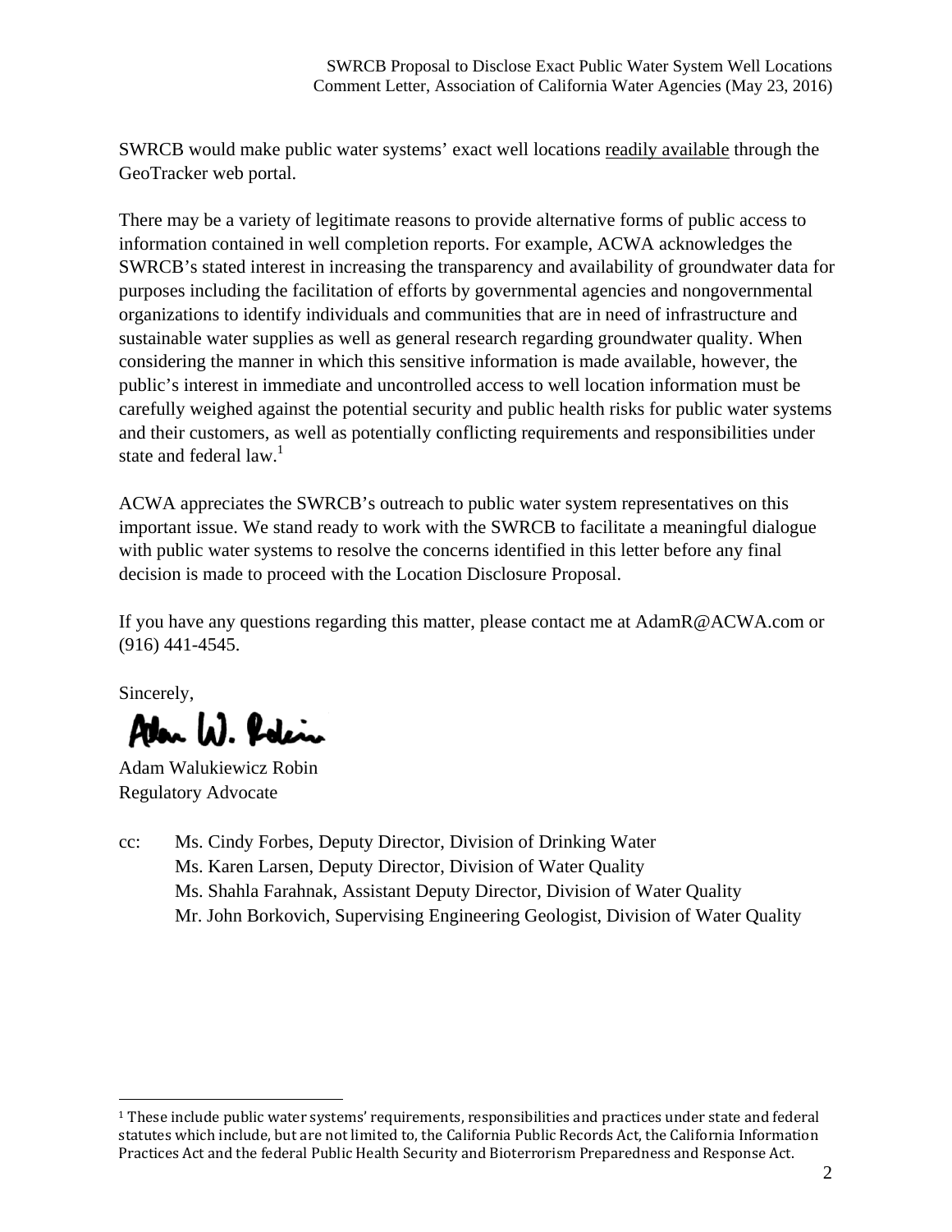SWRCB would make public water systems' exact well locations <u>readily available</u> through the GeoTracker web portal.

There may be a variety of legitimate reasons to provide alternative forms of public access to information contained in well completion reports. For example, ACWA acknowledges the SWRCB's stated interest in increasing the transparency and availability of groundwater data for purposes including the facilitation of efforts by governmental agencies and nongovernmental organizations to identify individuals and communities that are in need of infrastructure and sustainable water supplies as well as general research regarding groundwater quality. When considering the manner in which this sensitive information is made available, however, the public's interest in immediate and uncontrolled access to well location information must be carefully weighed against the potential security and public health risks for public water systems and their customers, as well as potentially conflicting requirements and responsibilities under state and federal law.[1]

ACWA appreciates the SWRCB's outreach to public water system representatives on this important issue. We stand ready to work with the SWRCB to facilitate a meaningful dialogue with public water systems to resolve the concerns identified in this letter before any final decision is made to proceed with the Location Disclosure Proposal.

If you have any questions regarding this matter, please contact me at AdamR@ACWA.com or (916) 441-4545.

Sincerely,

Adam W. Robin

Adam Walukiewicz Robin
Regulatory Advocate

cc: Ms. Cindy Forbes, Deputy Director, Division of Drinking Water
Ms. Karen Larsen, Deputy Director, Division of Water Quality
Ms. Shahla Farahnak, Assistant Deputy Director, Division of Water Quality
Mr. John Borkovich, Supervising Engineering Geologist, Division of Water Quality

[1] These include public water systems' requirements, responsibilities and practices under state and federal statutes which include, but are not limited to, the California Public Records Act, the California Information Practices Act and the federal Public Health Security and Bioterrorism Preparedness and Response Act.